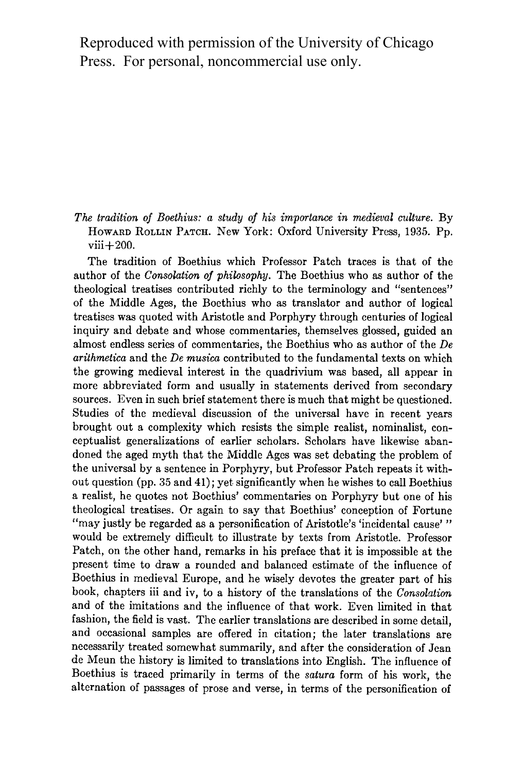Reproduced with permission of the University of Chicago Press. For personal, noncommercial use only.

*The tradition of Boethius: a study of his importance in medieval culture.* By HOWARD ROLLIN PATCH. New York: Oxford University Press, 1935. Pp. viii+200.

The tradition of Boethius which Professor Patch traces is that of the author of the *Consolation of philosophy.* The Boethius who as author of the theological treatises contributed richly to the terminology and "sentences" of the Middle Ages, the Boethius who as translator and author of logical treatises was quoted with Aristotle and Porphyry through centuries of logical inquiry and debate and whose commentaries, themselves glossed, guided an almost endless series of commentaries, the Boethius who as author of the *De arithmetica* and the *De musica* contributed to the fundamental texts on which the growing medieval interest in the quadrivium was based, all appear in more abbreviated form and usually in statements derived from secondary sources. Even in such brief statement there is much that might be questioned. Studies of the medieval discussion of the universal have in recent years brought out a complexity which resists the simple realist, nominalist, conceptualist generalizations of earlier scholars. Scholars have likewise abandoned the aged myth that the Middle Ages was set debating the problem of the universal by a sentence in Porphyry, but Professor Patch repeats it without question (pp. 35 and 41); yet significantly when he wishes to call Boethius a realist, he quotes not Boethius' commentaries on Porphyry but one of his theological treatises. Or again to say that Boethius' conception of Fortune "may justly be regarded as a personification of Aristotle's 'incidental cause' " would be extremely difficult to illustrate by texts from Aristotle. Professor Patch, on the other hand, remarks in his preface that it is impossible at the present time to draw a rounded and balanced estimate of the influence of Boethius in medieval Europe, and he wisely devotes the greater part of his book, chapters iii and iv, to a history of the translations of the *Consolation* and of the imitations and the influence of that work. Even limited in that fashion, the field is vast. The earlier translations are described in some detail, and occasional samples are offered in citation; the later translations are necessarily treated somewhat summarily, and after the consideration of Jean de Meun the history is limited to translations into English. The influence of Boethius is traced primarily in terms of the *satura* form of his work, the alternation of passages of prose and verse, in terms of the personification of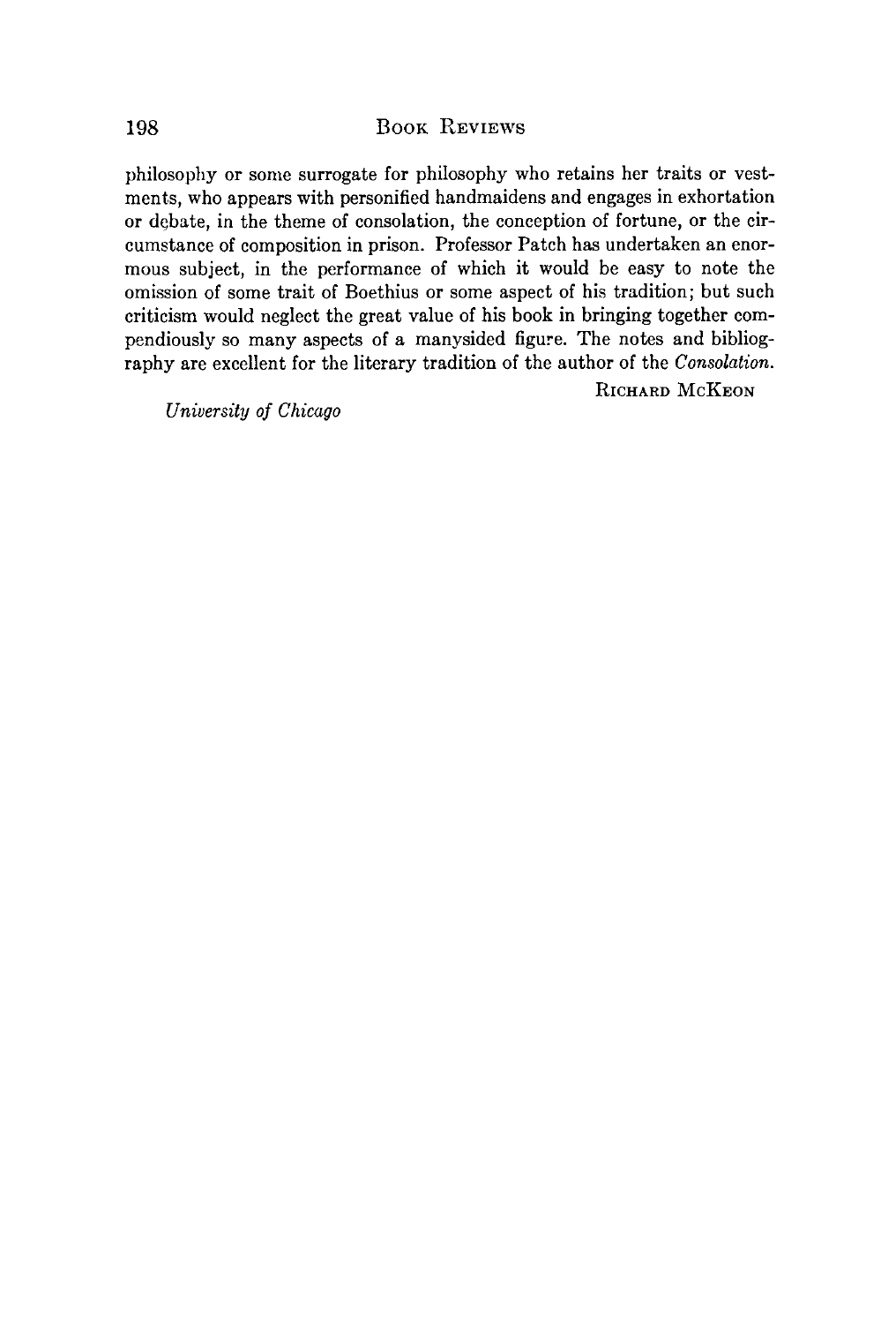philosophy or some surrogate for philosophy who retains her traits or vestments, who appears with personified handmaidens and engages in exhortation or debate, in the theme of consolation, the conception of fortune, or the circumstance of composition in prison. Professor Patch has undertaken an enormous subject, in the performance of which it would be easy to note the omission of some trait of Boethius or some aspect of his tradition; but such criticism would neglect the great value of his book in bringing together compendiously so many aspects of a manysided figure. The notes and bibliography are excellent for the literary tradition of the author of the *Consolation*.

RICHARD MCKEON

*University of Chicago*